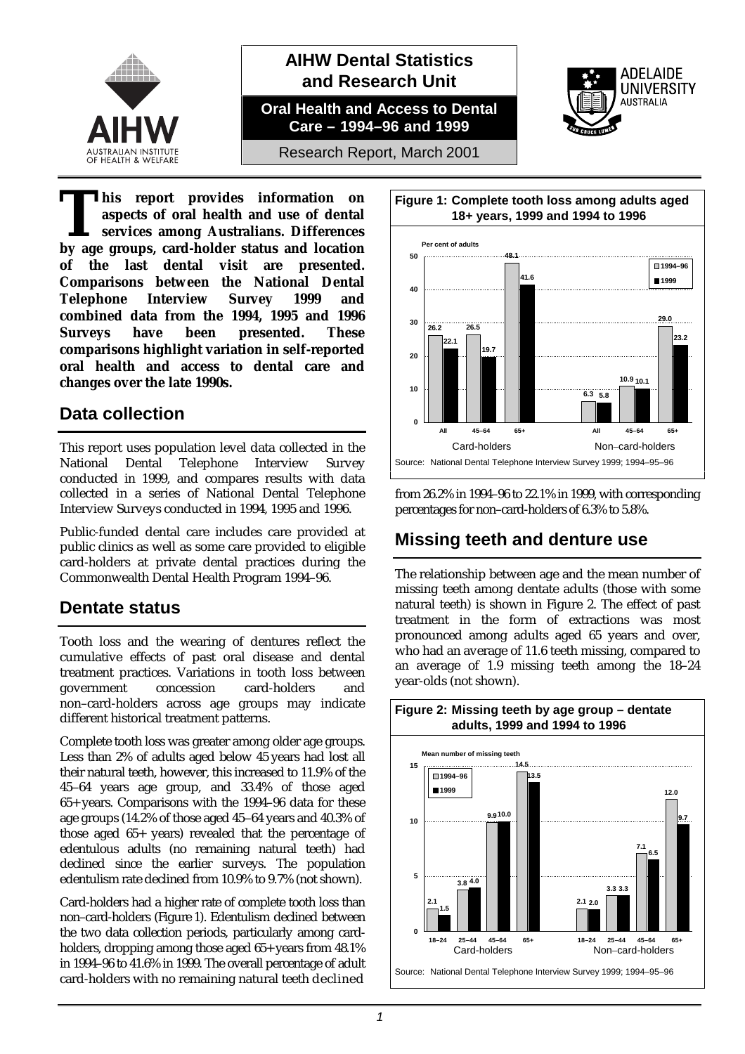# AIHW Dental Statistics and Research Unit

**Oral Health and Access to Dental Care – 1994–96 and 1999**

Research Report, March 2001

**This report provides information on aspects of oral health and use of dental services among Australians. Differences by age groups, card-holder status and location of the last dental visit are presented. Comparisons between the National Dental Telephone Interview Survey 1999 and combined data from the 1994, 1995 and 1996 Surveys have been presented. These comparisons highlight variation in self-reported oral health and access to dental care and changes over the late 1990s.**

## Data collection

This report uses population level data collected in the National Dental Telephone Interview Survey conducted in 1999, and compares results with data collected in a series of National Dental Telephone Interview Surveys conducted in 1994, 1995 and 1996.

Public-funded dental care includes care provided at public clinics as well as some care provided to eligible card-holders at private dental practices during the Commonwealth Dental Health Program 1994–96.

## Dentate status

Tooth loss and the wearing of dentures reflect the cumulative effects of past oral disease and dental treatment practices. Variations in tooth loss between government concession card-holders and non–card-holders across age groups may indicate different historical treatment patterns.

Complete tooth loss was greater among older age groups. Less than 2% of adults aged below 45 years had lost all their natural teeth, however, this increased to 11.9% of the 45–64 years age group, and 33.4% of those aged 65+ years. Comparisons with the 1994–96 data for these age groups (14.2% of those aged 45–64 years and 40.3% of those aged 65+ years) revealed that the percentage of edentulous adults (no remaining natural teeth) had declined since the earlier surveys. The population edentulism rate declined from 10.9% to 9.7% (not shown).

Card-holders had a higher rate of complete tooth loss than non–card-holders (Figure 1). Edentulism declined between the two data collection periods, particularly among card-holders, dropping among those aged 65+ years from 48.1% in 1994–96 to 41.6% in 1999. The overall percentage of adult card-holders with no remaining natural teeth declined from 26.2% in 1994–96 to 22.1% in 1999, with corresponding percentages for non–card-holders of 6.3% to 5.8%.

**Figure 1: Complete tooth loss among adults aged 18+ years, 1999 and 1994 to 1996**

Per cent of adults

| | Card-holders: All | Card-holders: 45–64 | Card-holders: 65+ | Non–card-holders: All | Non–card-holders: 45–64 | Non–card-holders: 65+ |
|---|---|---|---|---|---|---|
| 1994–96 | 26.2 | 26.5 | 48.1 | 6.3 | 10.9 | 29.0 |
| 1999 | 22.1 | 19.7 | 41.6 | 5.8 | 10.1 | 23.2 |

Source: National Dental Telephone Interview Survey 1999; 1994–95–96

## Missing teeth and denture use

The relationship between age and the mean number of missing teeth among dentate adults (those with some natural teeth) is shown in Figure 2. The effect of past treatment in the form of extractions was most pronounced among adults aged 65 years and over, who had an average of 11.6 teeth missing, compared to an average of 1.9 missing teeth among the 18–24 year-olds (not shown).

**Figure 2: Missing teeth by age group – dentate adults, 1999 and 1994 to 1996**

Mean number of missing teeth

| | Card-holders: 18–24 | Card-holders: 25–44 | Card-holders: 45–64 | Card-holders: 65+ | Non–card-holders: 18–24 | Non–card-holders: 25–44 | Non–card-holders: 45–64 | Non–card-holders: 65+ |
|---|---|---|---|---|---|---|---|---|
| 1994–96 | 2.1 | 3.8 | 9.9 | 14.5 | 2.1 | 3.3 | 7.1 | 12.0 |
| 1999 | 1.5 | 4.0 | 10.0 | 13.5 | 2.0 | 3.3 | 6.5 | 9.7 |

Source: National Dental Telephone Interview Survey 1999; 1994–95–96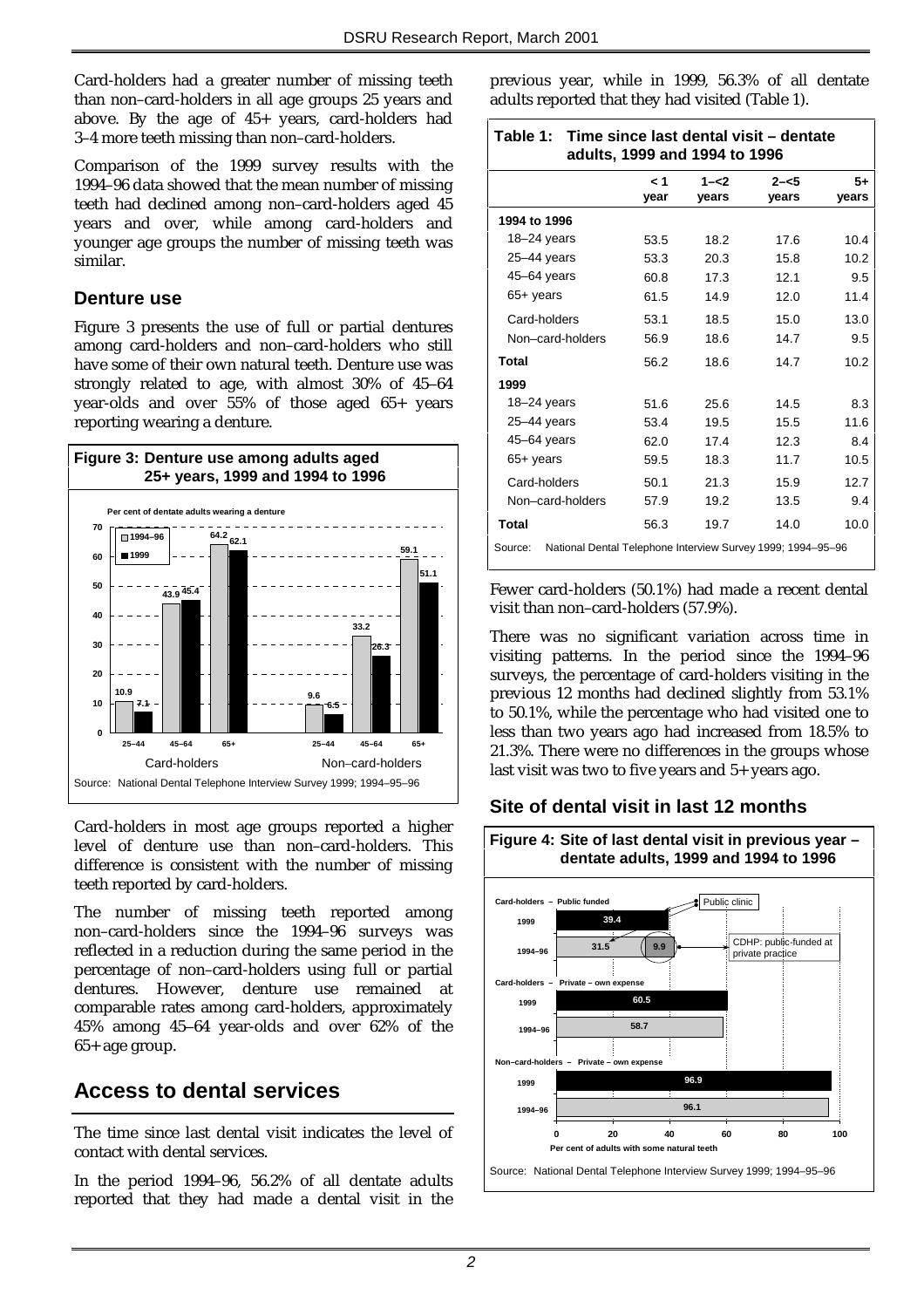Card-holders had a greater number of missing teeth than non–card-holders in all age groups 25 years and above. By the age of 45+ years, card-holders had 3–4 more teeth missing than non–card-holders.

Comparison of the 1999 survey results with the 1994–96 data showed that the mean number of missing teeth had declined among non–card-holders aged 45 years and over, while among card-holders and younger age groups the number of missing teeth was similar.

## Denture use

Figure 3 presents the use of full or partial dentures among card-holders and non–card-holders who still have some of their own natural teeth. Denture use was strongly related to age, with almost 30% of 45–64 year-olds and over 55% of those aged 65+ years reporting wearing a denture.

**Figure 3: Denture use among adults aged 25+ years, 1999 and 1994 to 1996**

Per cent of dentate adults wearing a denture

| | Age | 1994–96 | 1999 |
|---|---|---|---|
| Card-holders | 25–44 | 10.9 | 7.1 |
| | 45–64 | 43.9 | 45.4 |
| | 65+ | 64.2 | 62.1 |
| Non–card-holders | 25–44 | 9.6 | 6.5 |
| | 45–64 | 33.2 | 26.3 |
| | 65+ | 59.1 | 51.1 |

Source: National Dental Telephone Interview Survey 1999; 1994–95–96

Card-holders in most age groups reported a higher level of denture use than non–card-holders. This difference is consistent with the number of missing teeth reported by card-holders.

The number of missing teeth reported among non–card-holders since the 1994–96 surveys was reflected in a reduction during the same period in the percentage of non–card-holders using full or partial dentures. However, denture use remained at comparable rates among card-holders, approximately 45% among 45–64 year-olds and over 62% of the 65+ age group.

# Access to dental services

The time since last dental visit indicates the level of contact with dental services.

In the period 1994–96, 56.2% of all dentate adults reported that they had made a dental visit in the previous year, while in 1999, 56.3% of all dentate adults reported that they had visited (Table 1).

**Table 1: Time since last dental visit – dentate adults, 1999 and 1994 to 1996**

| | < 1 year | 1–<2 years | 2–<5 years | 5+ years |
|---|---|---|---|---|
| **1994 to 1996** | | | | |
| 18–24 years | 53.5 | 18.2 | 17.6 | 10.4 |
| 25–44 years | 53.3 | 20.3 | 15.8 | 10.2 |
| 45–64 years | 60.8 | 17.3 | 12.1 | 9.5 |
| 65+ years | 61.5 | 14.9 | 12.0 | 11.4 |
| Card-holders | 53.1 | 18.5 | 15.0 | 13.0 |
| Non–card-holders | 56.9 | 18.6 | 14.7 | 9.5 |
| **Total** | 56.2 | 18.6 | 14.7 | 10.2 |
| **1999** | | | | |
| 18–24 years | 51.6 | 25.6 | 14.5 | 8.3 |
| 25–44 years | 53.4 | 19.5 | 15.5 | 11.6 |
| 45–64 years | 62.0 | 17.4 | 12.3 | 8.4 |
| 65+ years | 59.5 | 18.3 | 11.7 | 10.5 |
| Card-holders | 50.1 | 21.3 | 15.9 | 12.7 |
| Non–card-holders | 57.9 | 19.2 | 13.5 | 9.4 |
| **Total** | 56.3 | 19.7 | 14.0 | 10.0 |

Source: National Dental Telephone Interview Survey 1999; 1994–95–96

Fewer card-holders (50.1%) had made a recent dental visit than non–card-holders (57.9%).

There was no significant variation across time in visiting patterns. In the period since the 1994–96 surveys, the percentage of card-holders visiting in the previous 12 months had declined slightly from 53.1% to 50.1%, while the percentage who had visited one to less than two years ago had increased from 18.5% to 21.3%. There were no differences in the groups whose last visit was two to five years and 5+ years ago.

## Site of dental visit in last 12 months

**Figure 4: Site of last dental visit in previous year – dentate adults, 1999 and 1994 to 1996**

Per cent of adults with some natural teeth

| Group | Year | Public clinic | CDHP: public-funded at private practice | Private – own expense |
|---|---|---|---|---|
| Card-holders – Public funded | 1999 | 39.4 | | |
| | 1994–96 | 31.5 | 9.9 | |
| Card-holders – Private – own expense | 1999 | | | 60.5 |
| | 1994–96 | | | 58.7 |
| Non–card-holders – Private – own expense | 1999 | | | 96.9 |
| | 1994–96 | | | 96.1 |

Source: National Dental Telephone Interview Survey 1999; 1994–95–96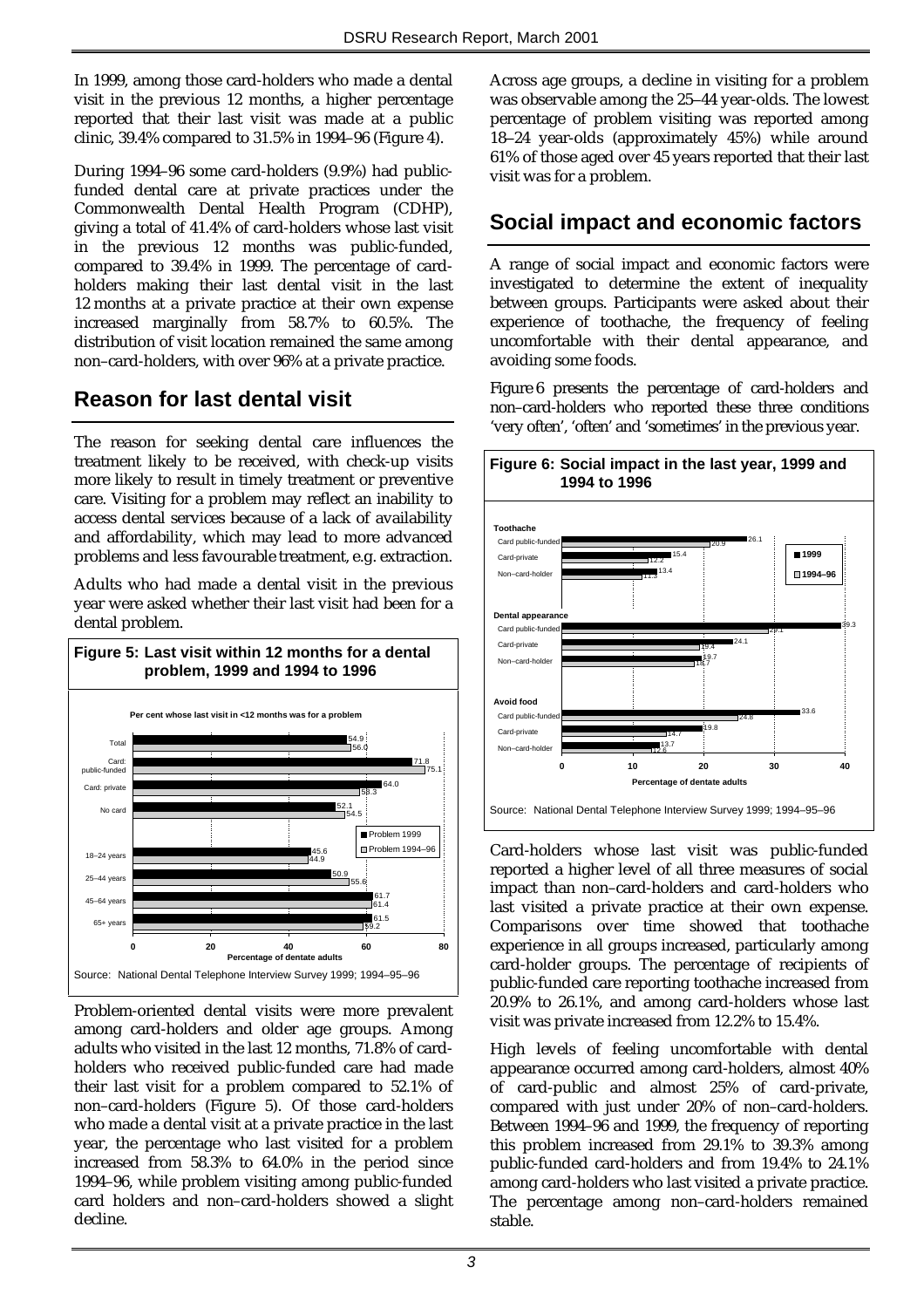In 1999, among those card-holders who made a dental visit in the previous 12 months, a higher percentage reported that their last visit was made at a public clinic, 39.4% compared to 31.5% in 1994–96 (Figure 4).

During 1994–96 some card-holders (9.9%) had public-funded dental care at private practices under the Commonwealth Dental Health Program (CDHP), giving a total of 41.4% of card-holders whose last visit in the previous 12 months was public-funded, compared to 39.4% in 1999. The percentage of card-holders making their last dental visit in the last 12 months at a private practice at their own expense increased marginally from 58.7% to 60.5%. The distribution of visit location remained the same among non–card-holders, with over 96% at a private practice.

## Reason for last dental visit

The reason for seeking dental care influences the treatment likely to be received, with check-up visits more likely to result in timely treatment or preventive care. Visiting for a problem may reflect an inability to access dental services because of a lack of availability and affordability, which may lead to more advanced problems and less favourable treatment, e.g. extraction.

Adults who had made a dental visit in the previous year were asked whether their last visit had been for a dental problem.

**Figure 5: Last visit within 12 months for a dental problem, 1999 and 1994 to 1996**

Per cent whose last visit in <12 months was for a problem

| | Problem 1999 | Problem 1994–96 |
|---|---|---|
| Total | 54.9 | 56.0 |
| Card: public-funded | 71.8 | 75.1 |
| Card: private | 64.0 | 58.3 |
| No card | 52.1 | 54.5 |
| 18–24 years | 45.6 | 44.9 |
| 25–44 years | 50.9 | 55.6 |
| 45–64 years | 61.7 | 61.4 |
| 65+ years | 61.5 | 59.2 |

Percentage of dentate adults

Source: National Dental Telephone Interview Survey 1999; 1994–95–96

Problem-oriented dental visits were more prevalent among card-holders and older age groups. Among adults who visited in the last 12 months, 71.8% of card-holders who received public-funded care had made their last visit for a problem compared to 52.1% of non–card-holders (Figure 5). Of those card-holders who made a dental visit at a private practice in the last year, the percentage who last visited for a problem increased from 58.3% to 64.0% in the period since 1994–96, while problem visiting among public-funded card holders and non–card-holders showed a slight decline.

Across age groups, a decline in visiting for a problem was observable among the 25–44 year-olds. The lowest percentage of problem visiting was reported among 18–24 year-olds (approximately 45%) while around 61% of those aged over 45 years reported that their last visit was for a problem.

## Social impact and economic factors

A range of social impact and economic factors were investigated to determine the extent of inequality between groups. Participants were asked about their experience of toothache, the frequency of feeling uncomfortable with their dental appearance, and avoiding some foods.

Figure 6 presents the percentage of card-holders and non–card-holders who reported these three conditions 'very often', 'often' and 'sometimes' in the previous year.

**Figure 6: Social impact in the last year, 1999 and 1994 to 1996**

| | 1999 | 1994–96 |
|---|---|---|
| **Toothache** | | |
| Card public-funded | 26.1 | 20.9 |
| Card-private | 15.4 | 12.2 |
| Non–card-holder | 13.4 | 11.3 |
| **Dental appearance** | | |
| Card public-funded | 39.3 | 29.1 |
| Card-private | 24.1 | 19.4 |
| Non–card-holder | 19.7 | 18.7 |
| **Avoid food** | | |
| Card public-funded | 33.6 | 24.8 |
| Card-private | 19.8 | 14.7 |
| Non–card-holder | 13.7 | 12.6 |

Percentage of dentate adults

Source: National Dental Telephone Interview Survey 1999; 1994–95–96

Card-holders whose last visit was public-funded reported a higher level of all three measures of social impact than non–card-holders and card-holders who last visited a private practice at their own expense. Comparisons over time showed that toothache experience in all groups increased, particularly among card-holder groups. The percentage of recipients of public-funded care reporting toothache increased from 20.9% to 26.1%, and among card-holders whose last visit was private increased from 12.2% to 15.4%.

High levels of feeling uncomfortable with dental appearance occurred among card-holders, almost 40% of card-public and almost 25% of card-private, compared with just under 20% of non–card-holders. Between 1994–96 and 1999, the frequency of reporting this problem increased from 29.1% to 39.3% among public-funded card-holders and from 19.4% to 24.1% among card-holders who last visited a private practice. The percentage among non–card-holders remained stable.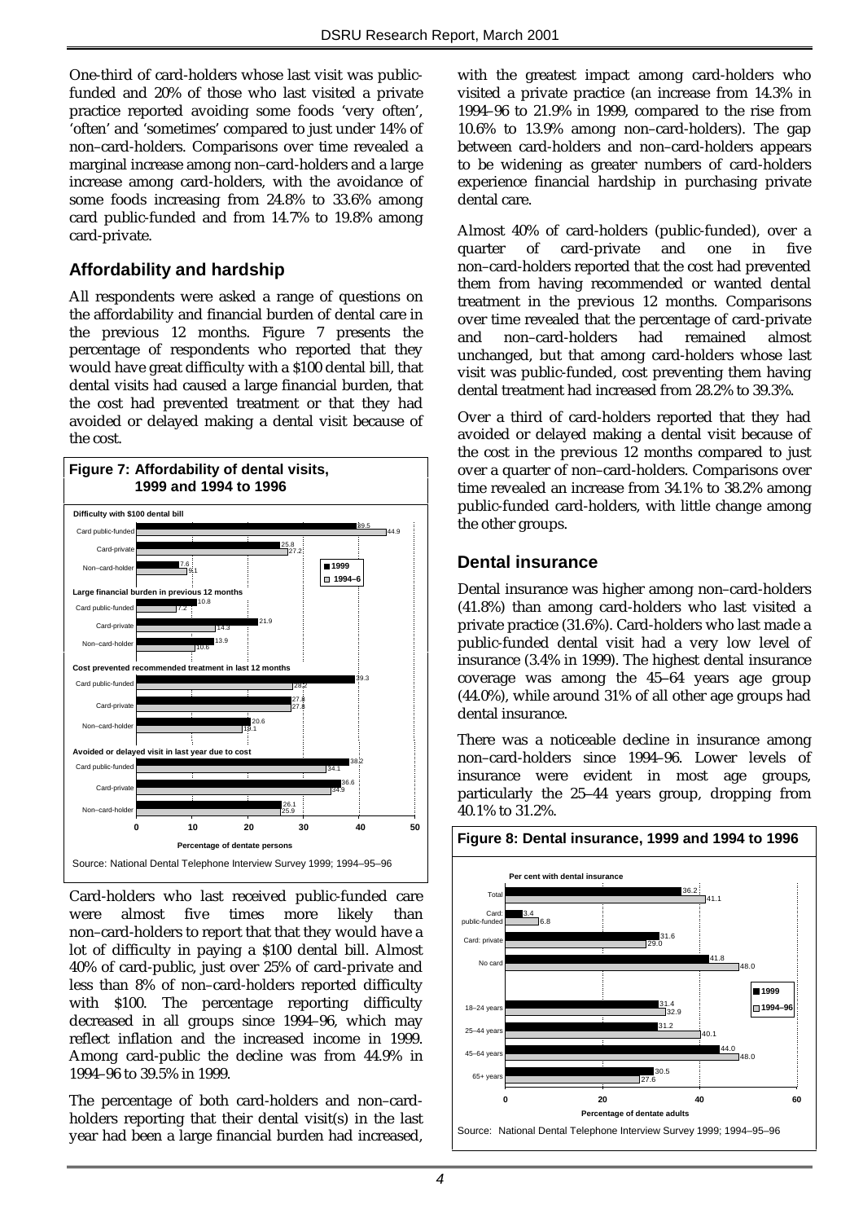One-third of card-holders whose last visit was public-funded and 20% of those who last visited a private practice reported avoiding some foods 'very often', 'often' and 'sometimes' compared to just under 14% of non–card-holders. Comparisons over time revealed a marginal increase among non–card-holders and a large increase among card-holders, with the avoidance of some foods increasing from 24.8% to 33.6% among card public-funded and from 14.7% to 19.8% among card-private.

## Affordability and hardship

All respondents were asked a range of questions on the affordability and financial burden of dental care in the previous 12 months. Figure 7 presents the percentage of respondents who reported that they would have great difficulty with a $100 dental bill, that dental visits had caused a large financial burden, that the cost had prevented treatment or that they had avoided or delayed making a dental visit because of the cost.

**Figure 7: Affordability of dental visits, 1999 and 1994 to 1996**

| | 1999 | 1994–6 |
|---|---|---|
| **Difficulty with $100 dental bill** | | |
| Card public-funded | 39.5 | 44.9 |
| Card-private | 25.8 | 27.2 |
| Non–card-holder | 7.6 | 9.1 |
| **Large financial burden in previous 12 months** | | |
| Card public-funded | 10.8 | 7.2 |
| Card-private | 21.9 | 14.3 |
| Non–card-holder | 13.9 | 10.6 |
| **Cost prevented recommended treatment in last 12 months** | | |
| Card public-funded | 39.3 | 28.2 |
| Card-private | 27.8 | 27.8 |
| Non–card-holder | 20.6 | 19.1 |
| **Avoided or delayed visit in last year due to cost** | | |
| Card public-funded | 38.2 | 34.1 |
| Card-private | 36.6 | 34.9 |
| Non–card-holder | 26.1 | 25.9 |

Percentage of dentate persons

Source: National Dental Telephone Interview Survey 1999; 1994–95–96

Card-holders who last received public-funded care were almost five times more likely than non–card-holders to report that that they would have a lot of difficulty in paying a $100 dental bill. Almost 40% of card-public, just over 25% of card-private and less than 8% of non–card-holders reported difficulty with $100. The percentage reporting difficulty decreased in all groups since 1994–96, which may reflect inflation and the increased income in 1999. Among card-public the decline was from 44.9% in 1994–96 to 39.5% in 1999.

The percentage of both card-holders and non–card-holders reporting that their dental visit(s) in the last year had been a large financial burden had increased, with the greatest impact among card-holders who visited a private practice (an increase from 14.3% in 1994–96 to 21.9% in 1999, compared to the rise from 10.6% to 13.9% among non–card-holders). The gap between card-holders and non–card-holders appears to be widening as greater numbers of card-holders experience financial hardship in purchasing private dental care.

Almost 40% of card-holders (public-funded), over a quarter of card-private and one in five non–card-holders reported that the cost had prevented them from having recommended or wanted dental treatment in the previous 12 months. Comparisons over time revealed that the percentage of card-private and non–card-holders had remained almost unchanged, but that among card-holders whose last visit was public-funded, cost preventing them having dental treatment had increased from 28.2% to 39.3%.

Over a third of card-holders reported that they had avoided or delayed making a dental visit because of the cost in the previous 12 months compared to just over a quarter of non–card-holders. Comparisons over time revealed an increase from 34.1% to 38.2% among public-funded card-holders, with little change among the other groups.

## Dental insurance

Dental insurance was higher among non–card-holders (41.8%) than among card-holders who last visited a private practice (31.6%). Card-holders who last made a public-funded dental visit had a very low level of insurance (3.4% in 1999). The highest dental insurance coverage was among the 45–64 years age group (44.0%), while around 31% of all other age groups had dental insurance.

There was a noticeable decline in insurance among non–card-holders since 1994–96. Lower levels of insurance were evident in most age groups, particularly the 25–44 years group, dropping from 40.1% to 31.2%.

**Figure 8: Dental insurance, 1999 and 1994 to 1996**

Per cent with dental insurance

| | 1999 | 1994–96 |
|---|---|---|
| Total | 36.2 | 41.1 |
| Card: public-funded | 3.4 | 6.8 |
| Card: private | 31.6 | 29.0 |
| No card | 41.8 | 48.0 |
| 18–24 years | 31.4 | 32.9 |
| 25–44 years | 31.2 | 40.1 |
| 45–64 years | 44.0 | 48.0 |
| 65+ years | 30.5 | 27.6 |

Percentage of dentate adults

Source: National Dental Telephone Interview Survey 1999; 1994–95–96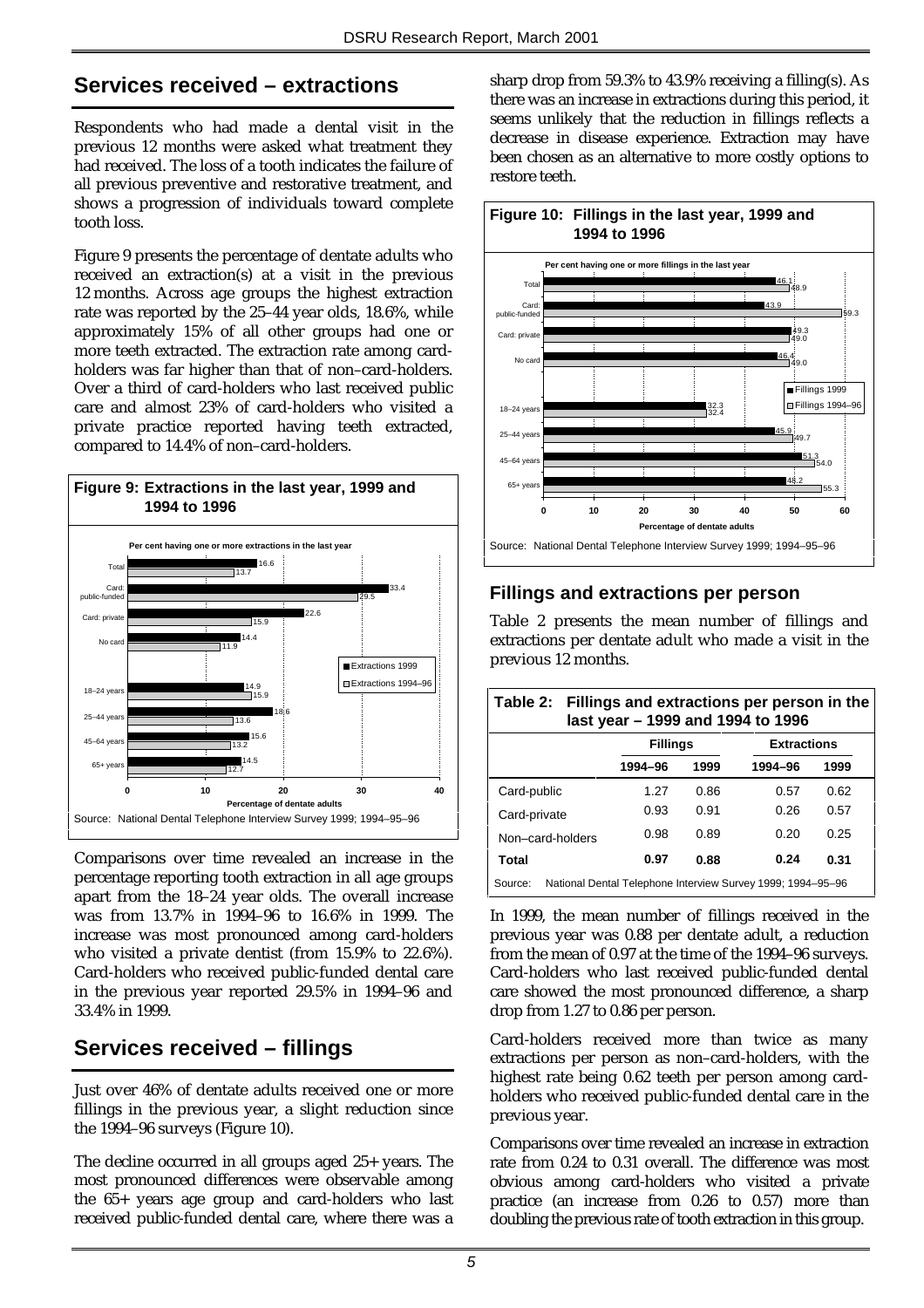## Services received – extractions

Respondents who had made a dental visit in the previous 12 months were asked what treatment they had received. The loss of a tooth indicates the failure of all previous preventive and restorative treatment, and shows a progression of individuals toward complete tooth loss.

Figure 9 presents the percentage of dentate adults who received an extraction(s) at a visit in the previous 12 months. Across age groups the highest extraction rate was reported by the 25–44 year olds, 18.6%, while approximately 15% of all other groups had one or more teeth extracted. The extraction rate among card-holders was far higher than that of non–card-holders. Over a third of card-holders who last received public care and almost 23% of card-holders who visited a private practice reported having teeth extracted, compared to 14.4% of non–card-holders.

**Figure 9: Extractions in the last year, 1999 and 1994 to 1996**

Per cent having one or more extractions in the last year

| | Extractions 1999 | Extractions 1994–96 |
|---|---|---|
| Total | 16.6 | 13.7 |
| Card: public-funded | 33.4 | 29.5 |
| Card: private | 22.6 | 15.9 |
| No card | 14.4 | 11.9 |
| 18–24 years | 14.9 | 15.9 |
| 25–44 years | 18.6 | 13.6 |
| 45–64 years | 15.6 | 13.2 |
| 65+ years | 14.5 | 12.7 |

Percentage of dentate adults

Source: National Dental Telephone Interview Survey 1999; 1994–95–96

Comparisons over time revealed an increase in the percentage reporting tooth extraction in all age groups apart from the 18–24 year olds. The overall increase was from 13.7% in 1994–96 to 16.6% in 1999. The increase was most pronounced among card-holders who visited a private dentist (from 15.9% to 22.6%). Card-holders who received public-funded dental care in the previous year reported 29.5% in 1994–96 and 33.4% in 1999.

## Services received – fillings

Just over 46% of dentate adults received one or more fillings in the previous year, a slight reduction since the 1994–96 surveys (Figure 10).

The decline occurred in all groups aged 25+ years. The most pronounced differences were observable among the 65+ years age group and card-holders who last received public-funded dental care, where there was a sharp drop from 59.3% to 43.9% receiving a filling(s). As there was an increase in extractions during this period, it seems unlikely that the reduction in fillings reflects a decrease in disease experience. Extraction may have been chosen as an alternative to more costly options to restore teeth.

**Figure 10: Fillings in the last year, 1999 and 1994 to 1996**

Per cent having one or more fillings in the last year

| | Fillings 1999 | Fillings 1994–96 |
|---|---|---|
| Total | 46.1 | 48.9 |
| Card: public-funded | 43.9 | 59.3 |
| Card: private | 49.3 | 49.0 |
| No card | 46.4 | 49.0 |
| 18–24 years | 32.3 | 32.4 |
| 25–44 years | 45.9 | 49.7 |
| 45–64 years | 51.3 | 54.0 |
| 65+ years | 48.2 | 55.3 |

Percentage of dentate adults

Source: National Dental Telephone Interview Survey 1999; 1994–95–96

### Fillings and extractions per person

Table 2 presents the mean number of fillings and extractions per dentate adult who made a visit in the previous 12 months.

**Table 2: Fillings and extractions per person in the last year – 1999 and 1994 to 1996**

| | Fillings | | Extractions | |
|---|---|---|---|---|
| | 1994–96 | 1999 | 1994–96 | 1999 |
| Card-public | 1.27 | 0.86 | 0.57 | 0.62 |
| Card-private | 0.93 | 0.91 | 0.26 | 0.57 |
| Non–card-holders | 0.98 | 0.89 | 0.20 | 0.25 |
| **Total** | **0.97** | **0.88** | **0.24** | **0.31** |

Source: National Dental Telephone Interview Survey 1999; 1994–95–96

In 1999, the mean number of fillings received in the previous year was 0.88 per dentate adult, a reduction from the mean of 0.97 at the time of the 1994–96 surveys. Card-holders who last received public-funded dental care showed the most pronounced difference, a sharp drop from 1.27 to 0.86 per person.

Card-holders received more than twice as many extractions per person as non–card-holders, with the highest rate being 0.62 teeth per person among card-holders who received public-funded dental care in the previous year.

Comparisons over time revealed an increase in extraction rate from 0.24 to 0.31 overall. The difference was most obvious among card-holders who visited a private practice (an increase from 0.26 to 0.57) more than doubling the previous rate of tooth extraction in this group.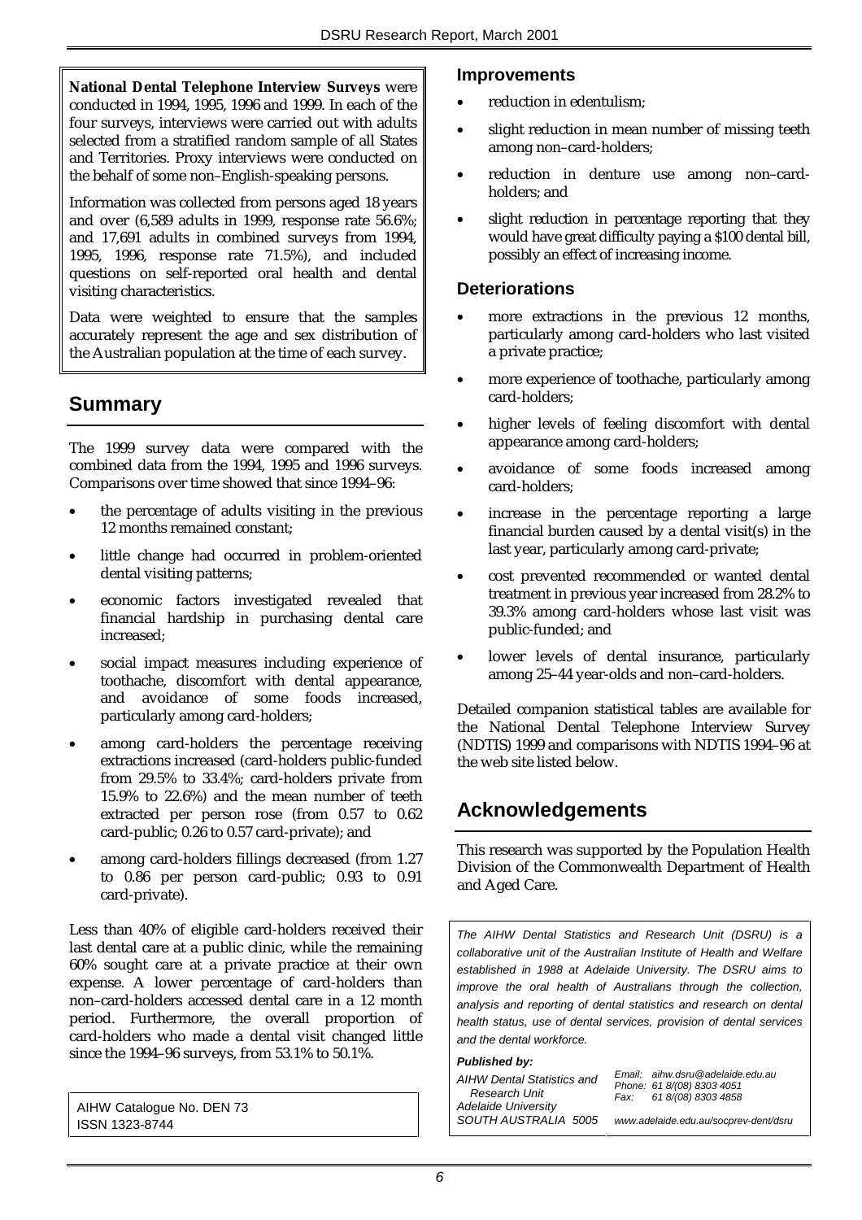**National Dental Telephone Interview Surveys** were conducted in 1994, 1995, 1996 and 1999. In each of the four surveys, interviews were carried out with adults selected from a stratified random sample of all States and Territories. Proxy interviews were conducted on the behalf of some non–English-speaking persons.

Information was collected from persons aged 18 years and over (6,589 adults in 1999, response rate 56.6%; and 17,691 adults in combined surveys from 1994, 1995, 1996, response rate 71.5%), and included questions on self-reported oral health and dental visiting characteristics.

Data were weighted to ensure that the samples accurately represent the age and sex distribution of the Australian population at the time of each survey.

## Summary

The 1999 survey data were compared with the combined data from the 1994, 1995 and 1996 surveys. Comparisons over time showed that since 1994–96:

- the percentage of adults visiting in the previous 12 months remained constant;
- little change had occurred in problem-oriented dental visiting patterns;
- economic factors investigated revealed that financial hardship in purchasing dental care increased;
- social impact measures including experience of toothache, discomfort with dental appearance, and avoidance of some foods increased, particularly among card-holders;
- among card-holders the percentage receiving extractions increased (card-holders public-funded from 29.5% to 33.4%; card-holders private from 15.9% to 22.6%) and the mean number of teeth extracted per person rose (from 0.57 to 0.62 card-public; 0.26 to 0.57 card-private); and
- among card-holders fillings decreased (from 1.27 to 0.86 per person card-public; 0.93 to 0.91 card-private).

Less than 40% of eligible card-holders received their last dental care at a public clinic, while the remaining 60% sought care at a private practice at their own expense. A lower percentage of card-holders than non–card-holders accessed dental care in a 12 month period. Furthermore, the overall proportion of card-holders who made a dental visit changed little since the 1994–96 surveys, from 53.1% to 50.1%.

AIHW Catalogue No. DEN 73
ISSN 1323-8744

### Improvements

- reduction in edentulism;
- slight reduction in mean number of missing teeth among non–card-holders;
- reduction in denture use among non–card-holders; and
- slight reduction in percentage reporting that they would have great difficulty paying a $100 dental bill, possibly an effect of increasing income.

### Deteriorations

- more extractions in the previous 12 months, particularly among card-holders who last visited a private practice;
- more experience of toothache, particularly among card-holders;
- higher levels of feeling discomfort with dental appearance among card-holders;
- avoidance of some foods increased among card-holders;
- increase in the percentage reporting a large financial burden caused by a dental visit(s) in the last year, particularly among card-private;
- cost prevented recommended or wanted dental treatment in previous year increased from 28.2% to 39.3% among card-holders whose last visit was public-funded; and
- lower levels of dental insurance, particularly among 25–44 year-olds and non–card-holders.

Detailed companion statistical tables are available for the National Dental Telephone Interview Survey (NDTIS) 1999 and comparisons with NDTIS 1994–96 at the web site listed below.

## Acknowledgements

This research was supported by the Population Health Division of the Commonwealth Department of Health and Aged Care.

*The AIHW Dental Statistics and Research Unit (DSRU) is a collaborative unit of the Australian Institute of Health and Welfare established in 1988 at Adelaide University. The DSRU aims to improve the oral health of Australians through the collection, analysis and reporting of dental statistics and research on dental health status, use of dental services, provision of dental services and the dental workforce.*

***Published by:***

*AIHW Dental Statistics and Research Unit*
*Adelaide University*
*SOUTH AUSTRALIA 5005*

*Email: aihw.dsru@adelaide.edu.au*
*Phone: 61 8/(08) 8303 4051*
*Fax: 61 8/(08) 8303 4858*

*www.adelaide.edu.au/socprev-dent/dsru*